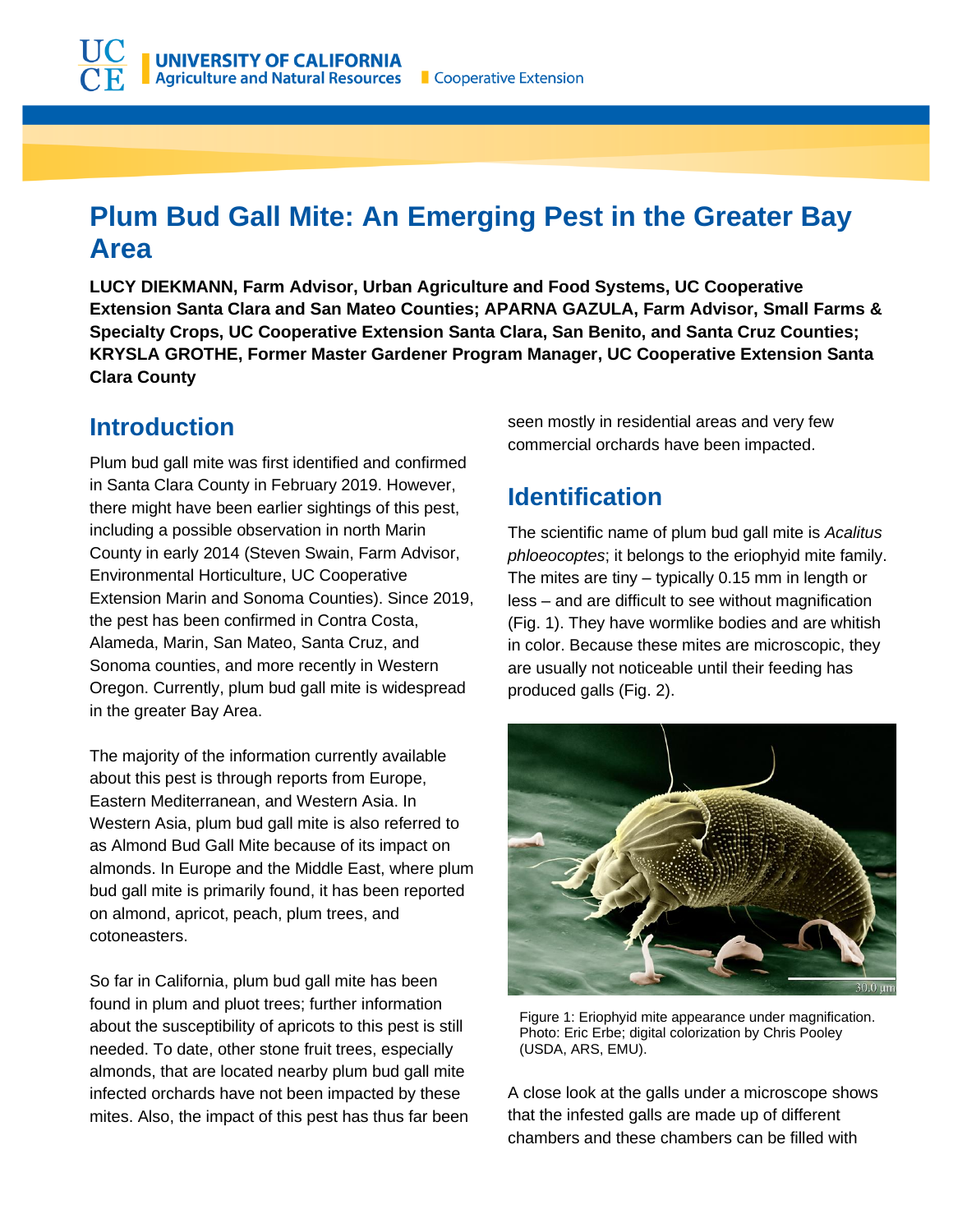# Plum Bud Gall Mite: An Emerging Pest in the Greater Bay Area

**LUCY DIEKMANN, Farm Advisor, Urban Agriculture and Food Systems, UC Cooperative Extension Santa Clara and San Mateo Counties; APARNA GAZULA, Farm Advisor, Small Farms & Specialty Crops, UC Cooperative Extension Santa Clara, San Benito, and Santa Cruz Counties; KRYSLA GROTHE, Former Master Gardener Program Manager, UC Cooperative Extension Santa Clara County**

## Introduction

Plum bud gall mite was first identified and confirmed in Santa Clara County in February 2019. However, there might have been earlier sightings of this pest, including a possible observation in north Marin County in early 2014 (Steven Swain, Farm Advisor, Environmental Horticulture, UC Cooperative Extension Marin and Sonoma Counties). Since 2019, the pest has been confirmed in Contra Costa, Alameda, Marin, San Mateo, Santa Cruz, and Sonoma counties, and more recently in Western Oregon. Currently, plum bud gall mite is widespread in the greater Bay Area.

The majority of the information currently available about this pest is through reports from Europe, Eastern Mediterranean, and Western Asia. In Western Asia, plum bud gall mite is also referred to as Almond Bud Gall Mite because of its impact on almonds. In Europe and the Middle East, where plum bud gall mite is primarily found, it has been reported on almond, apricot, peach, plum trees, and cotoneasters.

So far in California, plum bud gall mite has been found in plum and pluot trees; further information about the susceptibility of apricots to this pest is still needed. To date, other stone fruit trees, especially almonds, that are located nearby plum bud gall mite infected orchards have not been impacted by these mites. Also, the impact of this pest has thus far been seen mostly in residential areas and very few commercial orchards have been impacted.

## Identification

The scientific name of plum bud gall mite is *Acalitus phloeocoptes*; it belongs to the eriophyid mite family. The mites are tiny – typically 0.15 mm in length or less – and are difficult to see without magnification (Fig. 1). They have wormlike bodies and are whitish in color. Because these mites are microscopic, they are usually not noticeable until their feeding has produced galls (Fig. 2).

Figure 1: Eriophyid mite appearance under magnification. Photo: Eric Erbe; digital colorization by Chris Pooley (USDA, ARS, EMU).

A close look at the galls under a microscope shows that the infested galls are made up of different chambers and these chambers can be filled with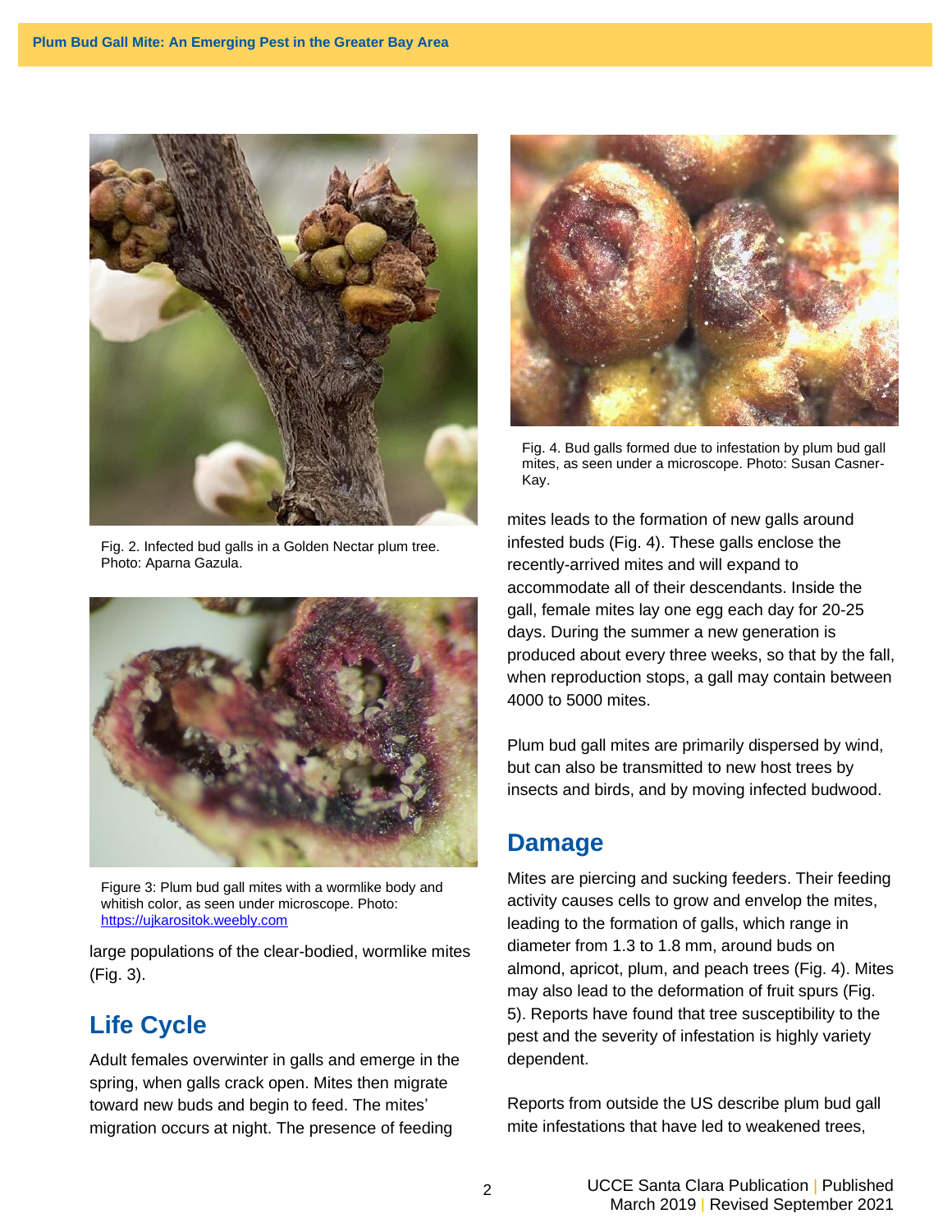Fig. 2. Infected bud galls in a Golden Nectar plum tree. Photo: Aparna Gazula.

Figure 3: Plum bud gall mites with a wormlike body and whitish color, as seen under microscope. Photo: https://ujkarositok.weebly.com

large populations of the clear-bodied, wormlike mites (Fig. 3).

## Life Cycle

Adult females overwinter in galls and emerge in the spring, when galls crack open. Mites then migrate toward new buds and begin to feed. The mites' migration occurs at night. The presence of feeding mites leads to the formation of new galls around infested buds (Fig. 4). These galls enclose the recently-arrived mites and will expand to accommodate all of their descendants. Inside the gall, female mites lay one egg each day for 20-25 days. During the summer a new generation is produced about every three weeks, so that by the fall, when reproduction stops, a gall may contain between 4000 to 5000 mites.

Fig. 4. Bud galls formed due to infestation by plum bud gall mites, as seen under a microscope. Photo: Susan Casner-Kay.

Plum bud gall mites are primarily dispersed by wind, but can also be transmitted to new host trees by insects and birds, and by moving infected budwood.

## Damage

Mites are piercing and sucking feeders. Their feeding activity causes cells to grow and envelop the mites, leading to the formation of galls, which range in diameter from 1.3 to 1.8 mm, around buds on almond, apricot, plum, and peach trees (Fig. 4). Mites may also lead to the deformation of fruit spurs (Fig. 5). Reports have found that tree susceptibility to the pest and the severity of infestation is highly variety dependent.

Reports from outside the US describe plum bud gall mite infestations that have led to weakened trees,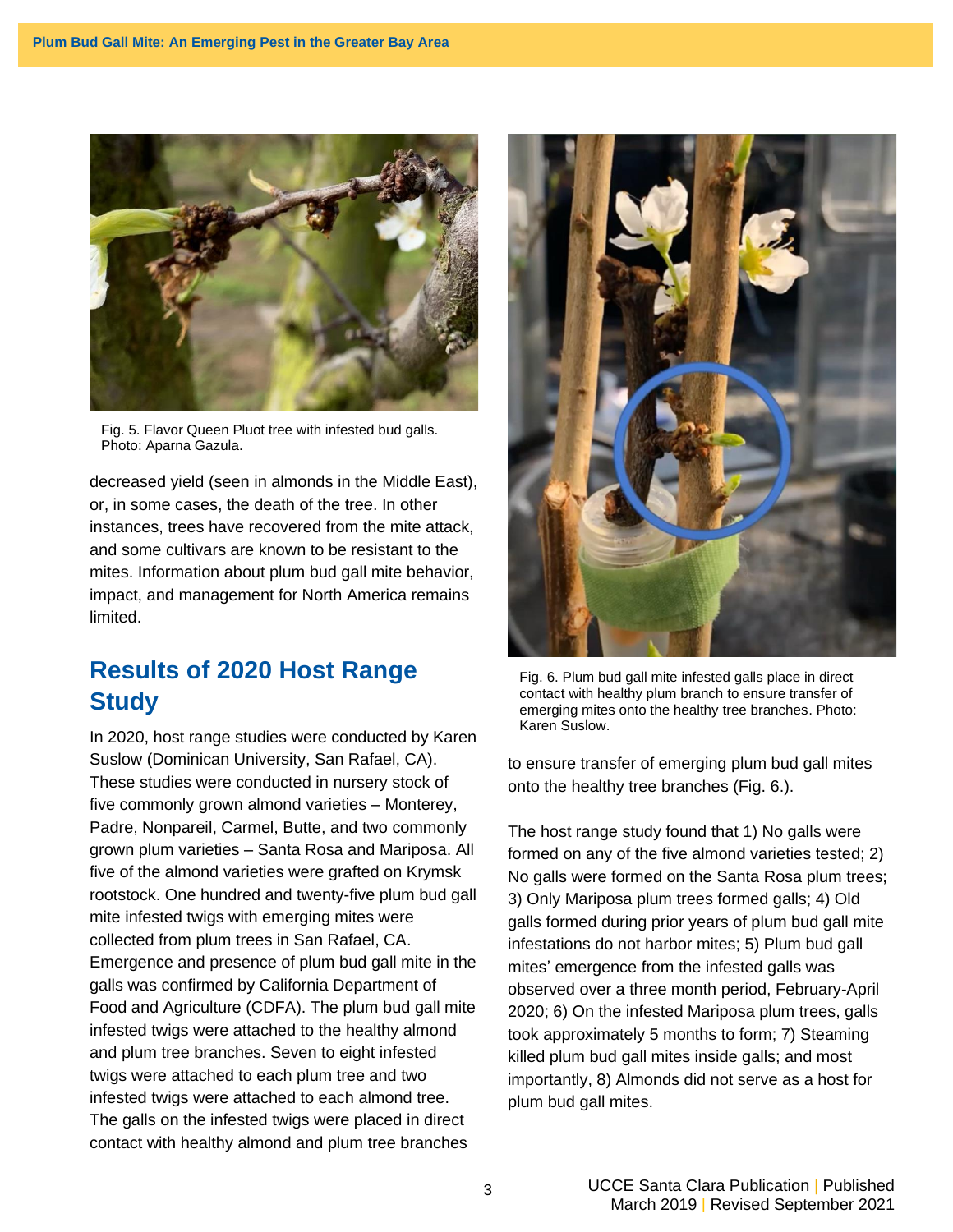Fig. 5. Flavor Queen Pluot tree with infested bud galls. Photo: Aparna Gazula.

decreased yield (seen in almonds in the Middle East), or, in some cases, the death of the tree. In other instances, trees have recovered from the mite attack, and some cultivars are known to be resistant to the mites. Information about plum bud gall mite behavior, impact, and management for North America remains limited.

## Results of 2020 Host Range Study

In 2020, host range studies were conducted by Karen Suslow (Dominican University, San Rafael, CA). These studies were conducted in nursery stock of five commonly grown almond varieties – Monterey, Padre, Nonpareil, Carmel, Butte, and two commonly grown plum varieties – Santa Rosa and Mariposa. All five of the almond varieties were grafted on Krymsk rootstock. One hundred and twenty-five plum bud gall mite infested twigs with emerging mites were collected from plum trees in San Rafael, CA. Emergence and presence of plum bud gall mite in the galls was confirmed by California Department of Food and Agriculture (CDFA). The plum bud gall mite infested twigs were attached to the healthy almond and plum tree branches. Seven to eight infested twigs were attached to each plum tree and two infested twigs were attached to each almond tree. The galls on the infested twigs were placed in direct contact with healthy almond and plum tree branches to ensure transfer of emerging plum bud gall mites onto the healthy tree branches (Fig. 6.).

Fig. 6. Plum bud gall mite infested galls place in direct contact with healthy plum branch to ensure transfer of emerging mites onto the healthy tree branches. Photo: Karen Suslow.

The host range study found that 1) No galls were formed on any of the five almond varieties tested; 2) No galls were formed on the Santa Rosa plum trees; 3) Only Mariposa plum trees formed galls; 4) Old galls formed during prior years of plum bud gall mite infestations do not harbor mites; 5) Plum bud gall mites' emergence from the infested galls was observed over a three month period, February-April 2020; 6) On the infested Mariposa plum trees, galls took approximately 5 months to form; 7) Steaming killed plum bud gall mites inside galls; and most importantly, 8) Almonds did not serve as a host for plum bud gall mites.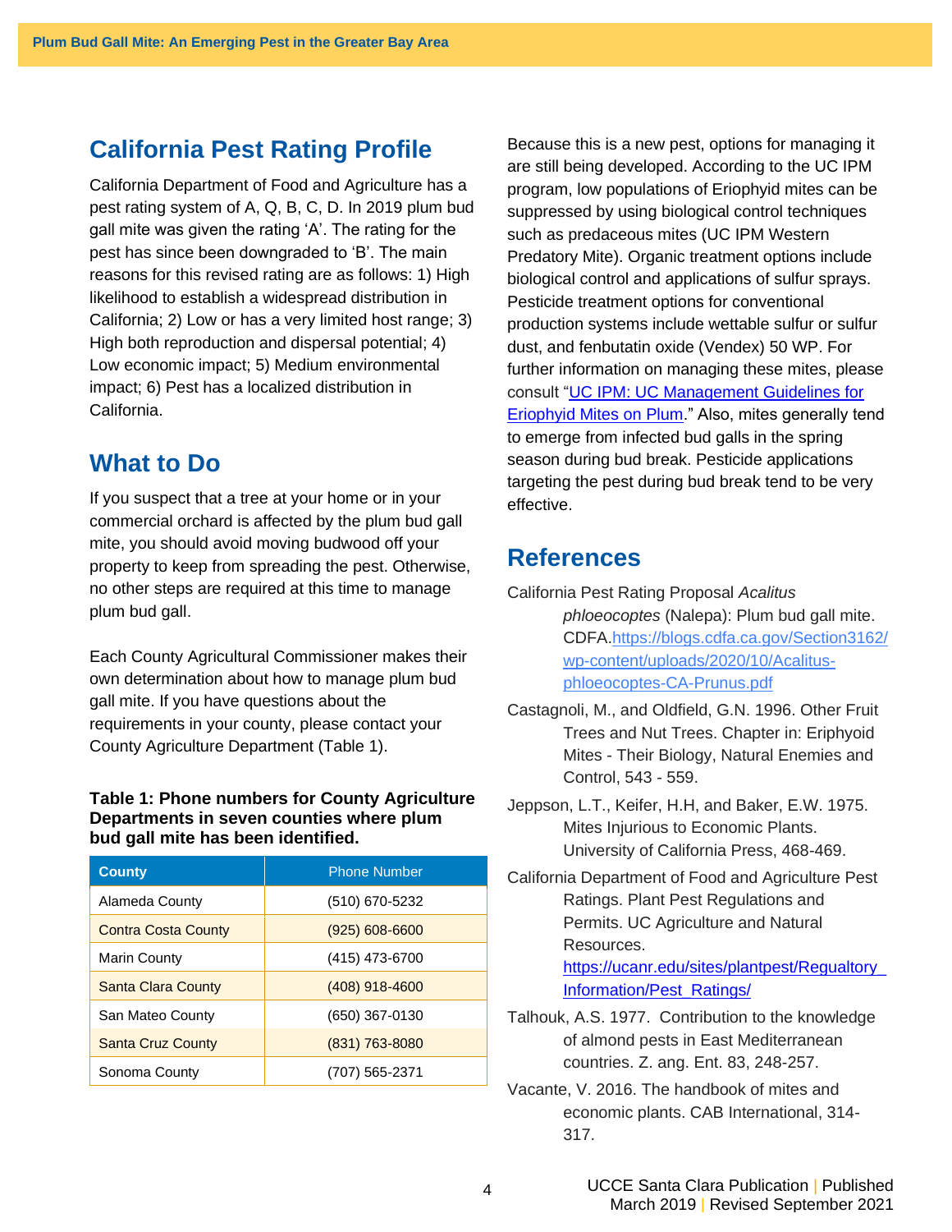## California Pest Rating Profile

California Department of Food and Agriculture has a pest rating system of A, Q, B, C, D. In 2019 plum bud gall mite was given the rating 'A'. The rating for the pest has since been downgraded to 'B'. The main reasons for this revised rating are as follows: 1) High likelihood to establish a widespread distribution in California; 2) Low or has a very limited host range; 3) High both reproduction and dispersal potential; 4) Low economic impact; 5) Medium environmental impact; 6) Pest has a localized distribution in California.

## What to Do

If you suspect that a tree at your home or in your commercial orchard is affected by the plum bud gall mite, you should avoid moving budwood off your property to keep from spreading the pest. Otherwise, no other steps are required at this time to manage plum bud gall.

Each County Agricultural Commissioner makes their own determination about how to manage plum bud gall mite. If you have questions about the requirements in your county, please contact your County Agriculture Department (Table 1).

**Table 1: Phone numbers for County Agriculture Departments in seven counties where plum bud gall mite has been identified.**

| County | Phone Number |
|---|---|
| Alameda County | (510) 670-5232 |
| Contra Costa County | (925) 608-6600 |
| Marin County | (415) 473-6700 |
| Santa Clara County | (408) 918-4600 |
| San Mateo County | (650) 367-0130 |
| Santa Cruz County | (831) 763-8080 |
| Sonoma County | (707) 565-2371 |

Because this is a new pest, options for managing it are still being developed. According to the UC IPM program, low populations of Eriophyid mites can be suppressed by using biological control techniques such as predaceous mites (UC IPM Western Predatory Mite). Organic treatment options include biological control and applications of sulfur sprays. Pesticide treatment options for conventional production systems include wettable sulfur or sulfur dust, and fenbutatin oxide (Vendex) 50 WP. For further information on managing these mites, please consult "UC IPM: UC Management Guidelines for Eriophyid Mites on Plum." Also, mites generally tend to emerge from infected bud galls in the spring season during bud break. Pesticide applications targeting the pest during bud break tend to be very effective.

## References

California Pest Rating Proposal *Acalitus phloeocoptes* (Nalepa): Plum bud gall mite. CDFA.https://blogs.cdfa.ca.gov/Section3162/wp-content/uploads/2020/10/Acalitus-phloeocoptes-CA-Prunus.pdf

Castagnoli, M., and Oldfield, G.N. 1996. Other Fruit Trees and Nut Trees. Chapter in: Eriphyoid Mites - Their Biology, Natural Enemies and Control, 543 - 559.

Jeppson, L.T., Keifer, H.H, and Baker, E.W. 1975. Mites Injurious to Economic Plants. University of California Press, 468-469.

California Department of Food and Agriculture Pest Ratings. Plant Pest Regulations and Permits. UC Agriculture and Natural Resources. https://ucanr.edu/sites/plantpest/Regualtory_Information/Pest_Ratings/

Talhouk, A.S. 1977. Contribution to the knowledge of almond pests in East Mediterranean countries. Z. ang. Ent. 83, 248-257.

Vacante, V. 2016. The handbook of mites and economic plants. CAB International, 314-317.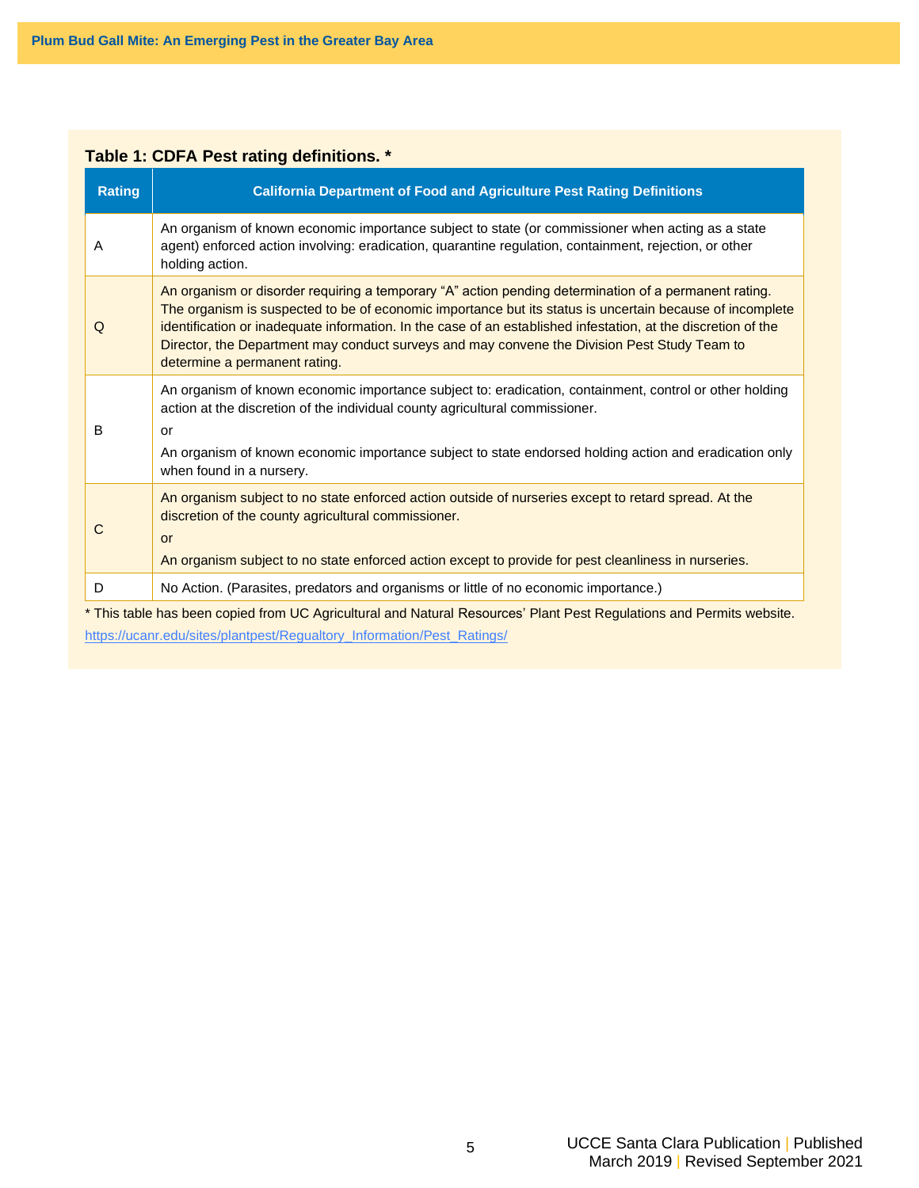**Table 1: CDFA Pest rating definitions. ***

| Rating | California Department of Food and Agriculture Pest Rating Definitions |
|---|---|
| A | An organism of known economic importance subject to state (or commissioner when acting as a state agent) enforced action involving: eradication, quarantine regulation, containment, rejection, or other holding action. |
| Q | An organism or disorder requiring a temporary "A" action pending determination of a permanent rating. The organism is suspected to be of economic importance but its status is uncertain because of incomplete identification or inadequate information. In the case of an established infestation, at the discretion of the Director, the Department may conduct surveys and may convene the Division Pest Study Team to determine a permanent rating. |
| B | An organism of known economic importance subject to: eradication, containment, control or other holding action at the discretion of the individual county agricultural commissioner.<br>or<br>An organism of known economic importance subject to state endorsed holding action and eradication only when found in a nursery. |
| C | An organism subject to no state enforced action outside of nurseries except to retard spread. At the discretion of the county agricultural commissioner.<br>or<br>An organism subject to no state enforced action except to provide for pest cleanliness in nurseries. |
| D | No Action. (Parasites, predators and organisms or little of no economic importance.) |

* This table has been copied from UC Agricultural and Natural Resources' Plant Pest Regulations and Permits website. https://ucanr.edu/sites/plantpest/Regualtory_Information/Pest_Ratings/